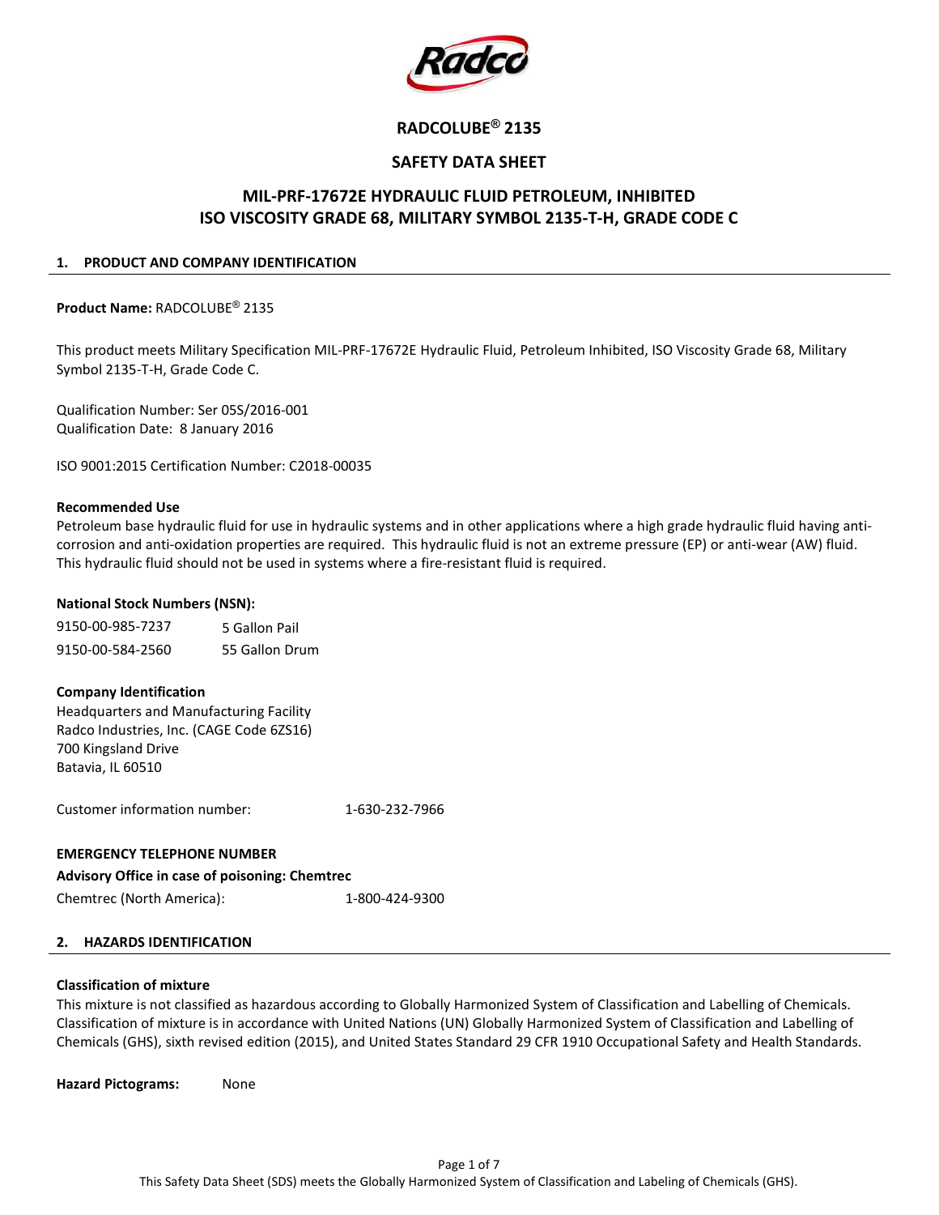Radco

# RADCOLUBE® 2135

# SAFETY DATA SHEET

## MIL-PRF-17672E HYDRAULIC FLUID PETROLEUM, INHIBITED ISO VISCOSITY GRADE 68, MILITARY SYMBOL 2135-T-H, GRADE CODE C

### 1. PRODUCT AND COMPANY IDENTIFICATION

**Product Name:** RADCOLUBE® 2135

This product meets Military Specification MIL-PRF-17672E Hydraulic Fluid, Petroleum Inhibited, ISO Viscosity Grade 68, Military Symbol 2135-T-H, Grade Code C.

Qualification Number: Ser 05S/2016-001
Qualification Date: 8 January 2016

ISO 9001:2015 Certification Number: C2018-00035

**Recommended Use**
Petroleum base hydraulic fluid for use in hydraulic systems and in other applications where a high grade hydraulic fluid having anti-corrosion and anti-oxidation properties are required. This hydraulic fluid is not an extreme pressure (EP) or anti-wear (AW) fluid. This hydraulic fluid should not be used in systems where a fire-resistant fluid is required.

**National Stock Numbers (NSN):**

| | |
|---|---|
| 9150-00-985-7237 | 5 Gallon Pail |
| 9150-00-584-2560 | 55 Gallon Drum |

**Company Identification**
Headquarters and Manufacturing Facility
Radco Industries, Inc. (CAGE Code 6ZS16)
700 Kingsland Drive
Batavia, IL 60510

Customer information number: 1-630-232-7966

**EMERGENCY TELEPHONE NUMBER**
**Advisory Office in case of poisoning: Chemtrec**
Chemtrec (North America): 1-800-424-9300

### 2. HAZARDS IDENTIFICATION

**Classification of mixture**
This mixture is not classified as hazardous according to Globally Harmonized System of Classification and Labelling of Chemicals. Classification of mixture is in accordance with United Nations (UN) Globally Harmonized System of Classification and Labelling of Chemicals (GHS), sixth revised edition (2015), and United States Standard 29 CFR 1910 Occupational Safety and Health Standards.

**Hazard Pictograms:** None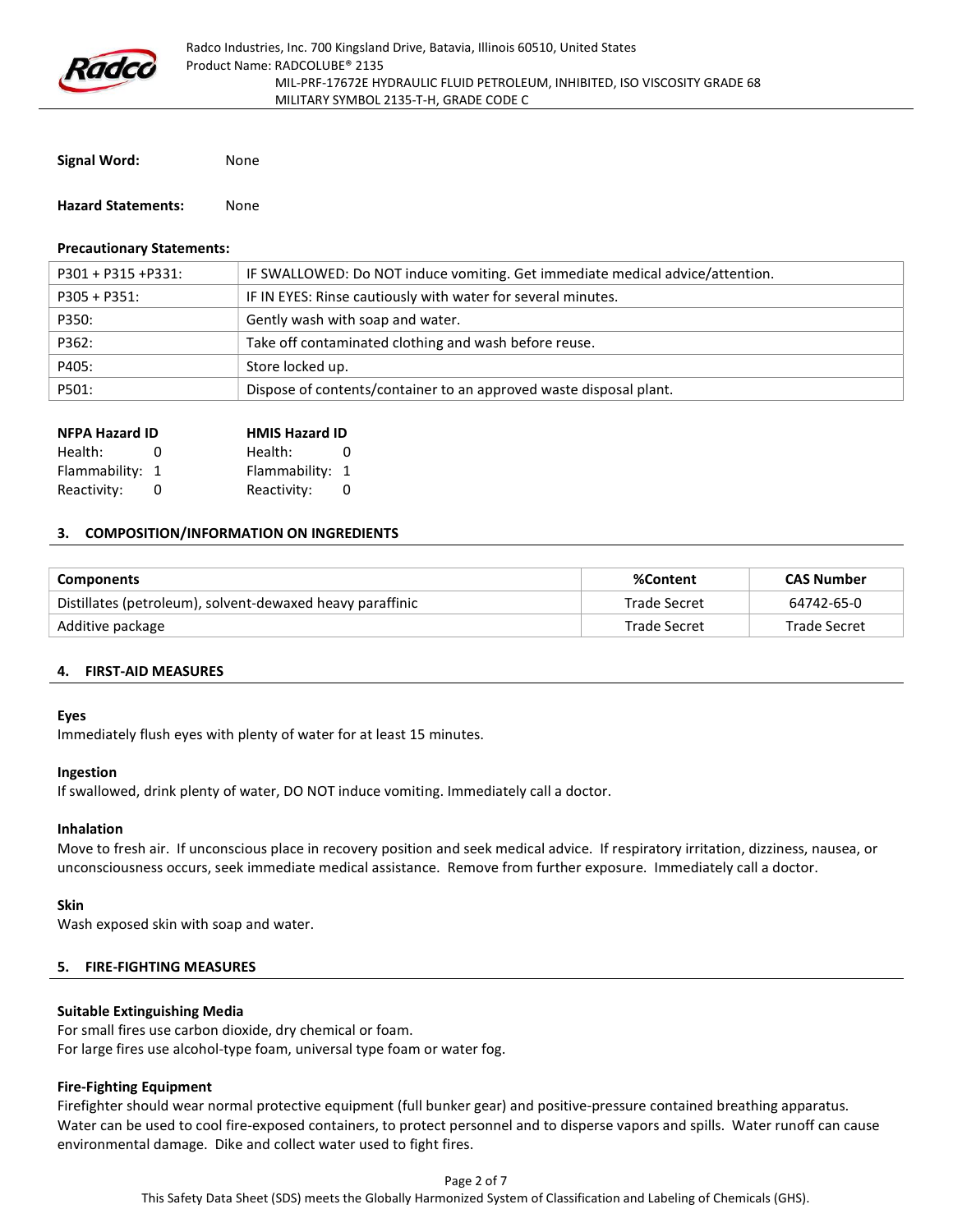**Signal Word:** None

**Hazard Statements:** None

**Precautionary Statements:**

| | |
|---|---|
| P301 + P315 +P331: | IF SWALLOWED: Do NOT induce vomiting. Get immediate medical advice/attention. |
| P305 + P351: | IF IN EYES: Rinse cautiously with water for several minutes. |
| P350: | Gently wash with soap and water. |
| P362: | Take off contaminated clothing and wash before reuse. |
| P405: | Store locked up. |
| P501: | Dispose of contents/container to an approved waste disposal plant. |

| NFPA Hazard ID | | HMIS Hazard ID | |
|---|---|---|---|
| Health: | 0 | Health: | 0 |
| Flammability: | 1 | Flammability: | 1 |
| Reactivity: | 0 | Reactivity: | 0 |

## 3. COMPOSITION/INFORMATION ON INGREDIENTS

| Components | %Content | CAS Number |
|---|---|---|
| Distillates (petroleum), solvent-dewaxed heavy paraffinic | Trade Secret | 64742-65-0 |
| Additive package | Trade Secret | Trade Secret |

## 4. FIRST-AID MEASURES

**Eyes**
Immediately flush eyes with plenty of water for at least 15 minutes.

**Ingestion**
If swallowed, drink plenty of water, DO NOT induce vomiting. Immediately call a doctor.

**Inhalation**
Move to fresh air. If unconscious place in recovery position and seek medical advice. If respiratory irritation, dizziness, nausea, or unconsciousness occurs, seek immediate medical assistance. Remove from further exposure. Immediately call a doctor.

**Skin**
Wash exposed skin with soap and water.

## 5. FIRE-FIGHTING MEASURES

**Suitable Extinguishing Media**
For small fires use carbon dioxide, dry chemical or foam.
For large fires use alcohol-type foam, universal type foam or water fog.

**Fire-Fighting Equipment**
Firefighter should wear normal protective equipment (full bunker gear) and positive-pressure contained breathing apparatus. Water can be used to cool fire-exposed containers, to protect personnel and to disperse vapors and spills. Water runoff can cause environmental damage. Dike and collect water used to fight fires.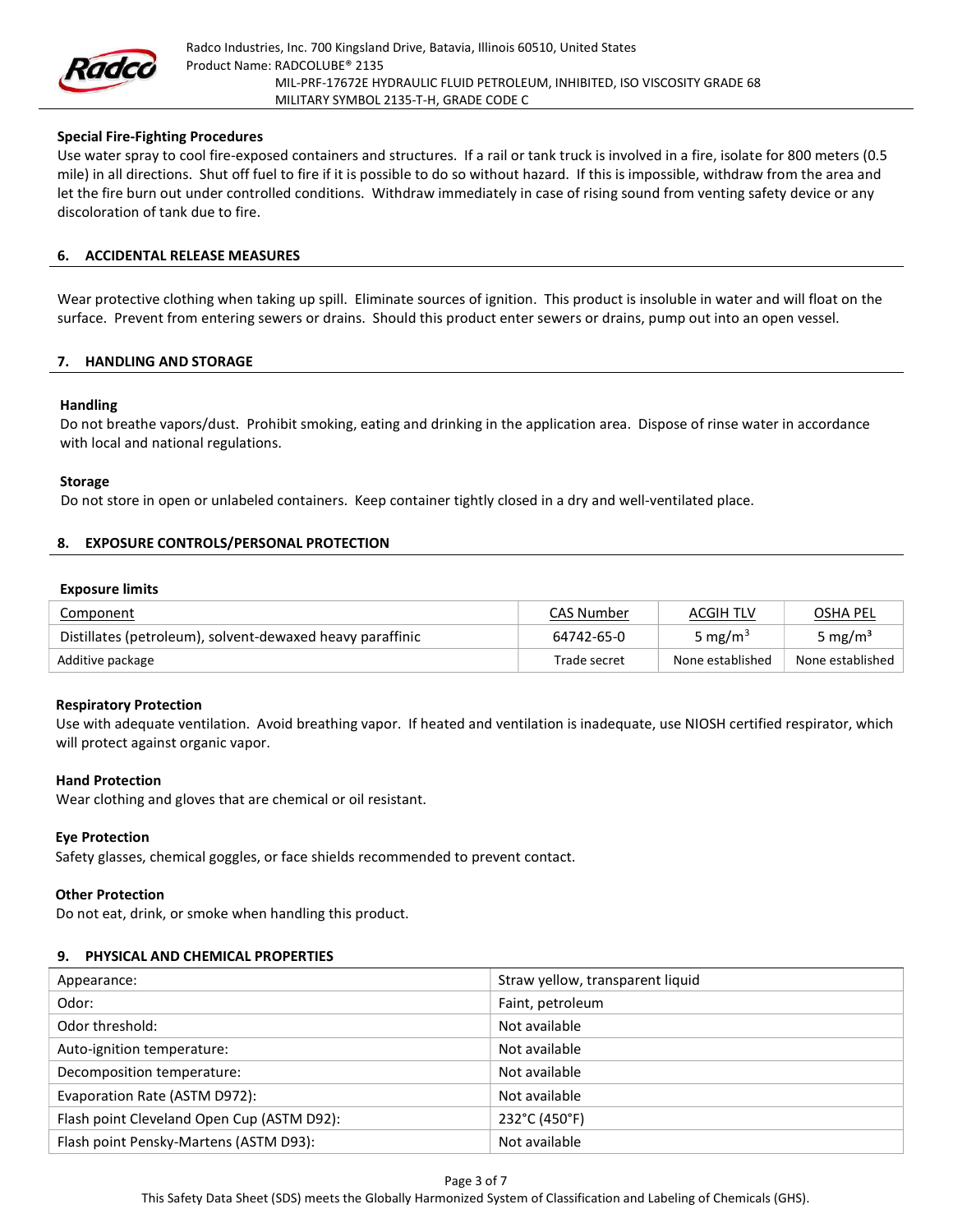### Special Fire-Fighting Procedures

Use water spray to cool fire-exposed containers and structures. If a rail or tank truck is involved in a fire, isolate for 800 meters (0.5 mile) in all directions. Shut off fuel to fire if it is possible to do so without hazard. If this is impossible, withdraw from the area and let the fire burn out under controlled conditions. Withdraw immediately in case of rising sound from venting safety device or any discoloration of tank due to fire.

## 6. ACCIDENTAL RELEASE MEASURES

Wear protective clothing when taking up spill. Eliminate sources of ignition. This product is insoluble in water and will float on the surface. Prevent from entering sewers or drains. Should this product enter sewers or drains, pump out into an open vessel.

## 7. HANDLING AND STORAGE

### Handling

Do not breathe vapors/dust. Prohibit smoking, eating and drinking in the application area. Dispose of rinse water in accordance with local and national regulations.

### Storage

Do not store in open or unlabeled containers. Keep container tightly closed in a dry and well-ventilated place.

## 8. EXPOSURE CONTROLS/PERSONAL PROTECTION

### Exposure limits

| Component | CAS Number | ACGIH TLV | OSHA PEL |
|---|---|---|---|
| Distillates (petroleum), solvent-dewaxed heavy paraffinic | 64742-65-0 | 5 $mg/m^3$ | 5 $mg/m^3$ |
| Additive package | Trade secret | None established | None established |

### Respiratory Protection

Use with adequate ventilation. Avoid breathing vapor. If heated and ventilation is inadequate, use NIOSH certified respirator, which will protect against organic vapor.

### Hand Protection

Wear clothing and gloves that are chemical or oil resistant.

### Eye Protection

Safety glasses, chemical goggles, or face shields recommended to prevent contact.

### Other Protection

Do not eat, drink, or smoke when handling this product.

## 9. PHYSICAL AND CHEMICAL PROPERTIES

| | |
|---|---|
| Appearance: | Straw yellow, transparent liquid |
| Odor: | Faint, petroleum |
| Odor threshold: | Not available |
| Auto-ignition temperature: | Not available |
| Decomposition temperature: | Not available |
| Evaporation Rate (ASTM D972): | Not available |
| Flash point Cleveland Open Cup (ASTM D92): | 232°C (450°F) |
| Flash point Pensky-Martens (ASTM D93): | Not available |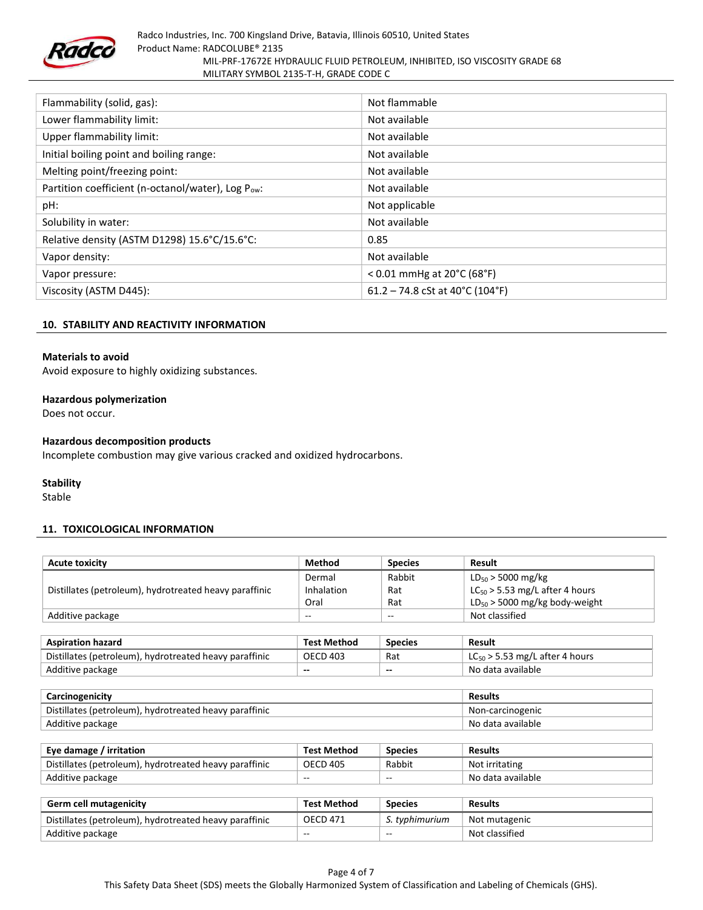| Flammability (solid, gas): | Not flammable |
|---|---|
| Lower flammability limit: | Not available |
| Upper flammability limit: | Not available |
| Initial boiling point and boiling range: | Not available |
| Melting point/freezing point: | Not available |
| Partition coefficient (n-octanol/water), Log $P_{ow}$: | Not available |
| pH: | Not applicable |
| Solubility in water: | Not available |
| Relative density (ASTM D1298) 15.6°C/15.6°C: | 0.85 |
| Vapor density: | Not available |
| Vapor pressure: | < 0.01 mmHg at 20°C (68°F) |
| Viscosity (ASTM D445): | 61.2 – 74.8 cSt at 40°C (104°F) |

## 10. STABILITY AND REACTIVITY INFORMATION

**Materials to avoid**
Avoid exposure to highly oxidizing substances.

**Hazardous polymerization**
Does not occur.

**Hazardous decomposition products**
Incomplete combustion may give various cracked and oxidized hydrocarbons.

**Stability**
Stable

## 11. TOXICOLOGICAL INFORMATION

| Acute toxicity | Method | Species | Result |
|---|---|---|---|
| Distillates (petroleum), hydrotreated heavy paraffinic | Dermal | Rabbit | $LD_{50}$ > 5000 mg/kg |
| | Inhalation | Rat | $LC_{50}$ > 5.53 mg/L after 4 hours |
| | Oral | Rat | $LD_{50}$ > 5000 mg/kg body-weight |
| Additive package | -- | -- | Not classified |

| Aspiration hazard | Test Method | Species | Result |
|---|---|---|---|
| Distillates (petroleum), hydrotreated heavy paraffinic | OECD 403 | Rat | $LC_{50}$ > 5.53 mg/L after 4 hours |
| Additive package | -- | -- | No data available |

| Carcinogenicity | Results |
|---|---|
| Distillates (petroleum), hydrotreated heavy paraffinic | Non-carcinogenic |
| Additive package | No data available |

| Eye damage / irritation | Test Method | Species | Results |
|---|---|---|---|
| Distillates (petroleum), hydrotreated heavy paraffinic | OECD 405 | Rabbit | Not irritating |
| Additive package | -- | -- | No data available |

| Germ cell mutagenicity | Test Method | Species | Results |
|---|---|---|---|
| Distillates (petroleum), hydrotreated heavy paraffinic | OECD 471 | *S. typhimurium* | Not mutagenic |
| Additive package | -- | -- | Not classified |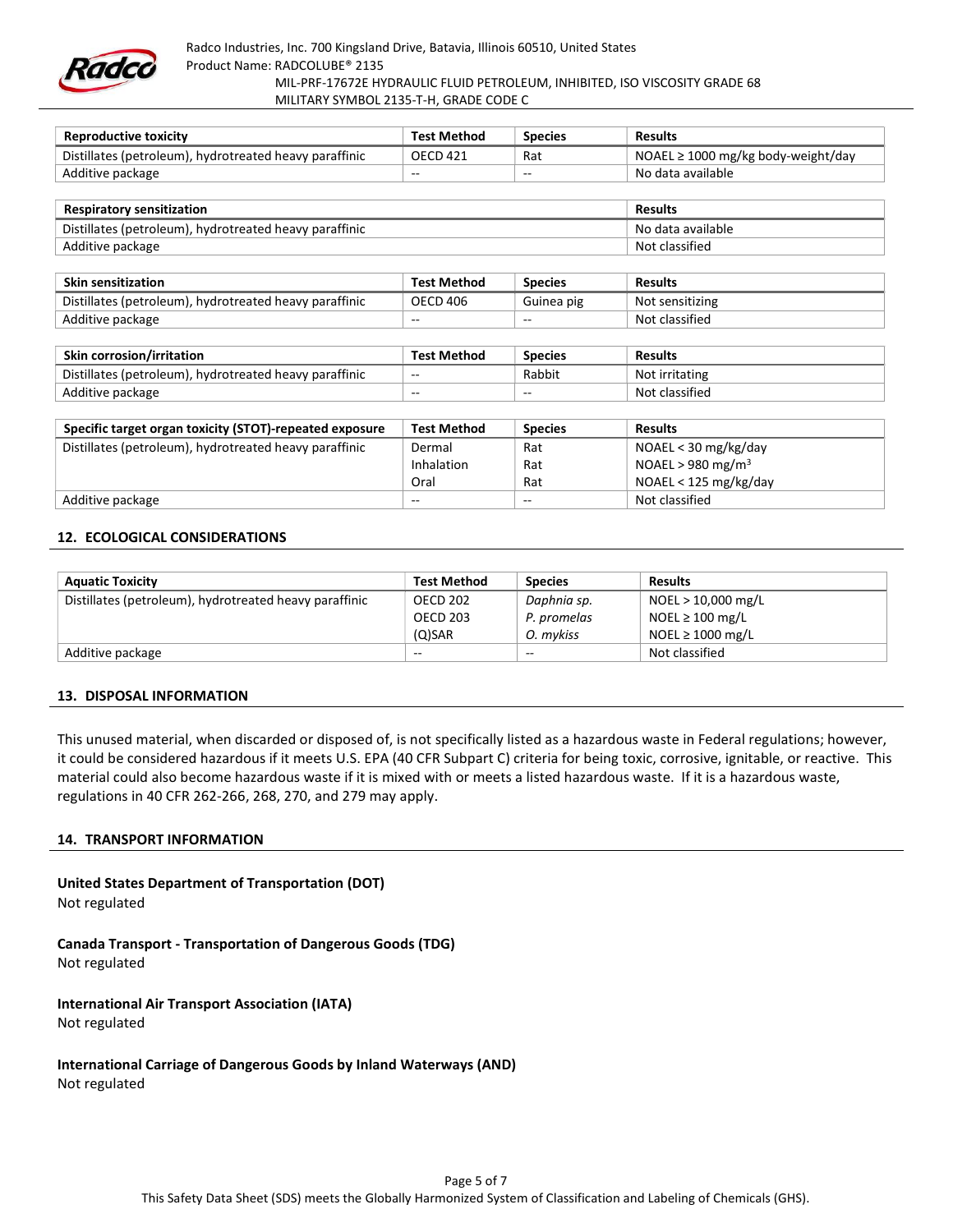| Reproductive toxicity | Test Method | Species | Results |
|---|---|---|---|
| Distillates (petroleum), hydrotreated heavy paraffinic | OECD 421 | Rat | NOAEL ≥ 1000 mg/kg body-weight/day |
| Additive package | -- | -- | No data available |

| Respiratory sensitization | Results |
|---|---|
| Distillates (petroleum), hydrotreated heavy paraffinic | No data available |
| Additive package | Not classified |

| Skin sensitization | Test Method | Species | Results |
|---|---|---|---|
| Distillates (petroleum), hydrotreated heavy paraffinic | OECD 406 | Guinea pig | Not sensitizing |
| Additive package | -- | -- | Not classified |

| Skin corrosion/irritation | Test Method | Species | Results |
|---|---|---|---|
| Distillates (petroleum), hydrotreated heavy paraffinic | -- | Rabbit | Not irritating |
| Additive package | -- | -- | Not classified |

| Specific target organ toxicity (STOT)-repeated exposure | Test Method | Species | Results |
|---|---|---|---|
| Distillates (petroleum), hydrotreated heavy paraffinic | Dermal | Rat | NOAEL < 30 mg/kg/day |
| | Inhalation | Rat | NOAEL > 980 $mg/m^3$ |
| | Oral | Rat | NOAEL < 125 mg/kg/day |
| Additive package | -- | -- | Not classified |

## 12. ECOLOGICAL CONSIDERATIONS

| Aquatic Toxicity | Test Method | Species | Results |
|---|---|---|---|
| Distillates (petroleum), hydrotreated heavy paraffinic | OECD 202 | *Daphnia sp.* | NOEL > 10,000 mg/L |
| | OECD 203 | *P. promelas* | NOEL ≥ 100 mg/L |
| | (Q)SAR | *O. mykiss* | NOEL ≥ 1000 mg/L |
| Additive package | -- | -- | Not classified |

## 13. DISPOSAL INFORMATION

This unused material, when discarded or disposed of, is not specifically listed as a hazardous waste in Federal regulations; however, it could be considered hazardous if it meets U.S. EPA (40 CFR Subpart C) criteria for being toxic, corrosive, ignitable, or reactive. This material could also become hazardous waste if it is mixed with or meets a listed hazardous waste. If it is a hazardous waste, regulations in 40 CFR 262-266, 268, 270, and 279 may apply.

## 14. TRANSPORT INFORMATION

**United States Department of Transportation (DOT)**
Not regulated

**Canada Transport - Transportation of Dangerous Goods (TDG)**
Not regulated

**International Air Transport Association (IATA)**
Not regulated

**International Carriage of Dangerous Goods by Inland Waterways (AND)**
Not regulated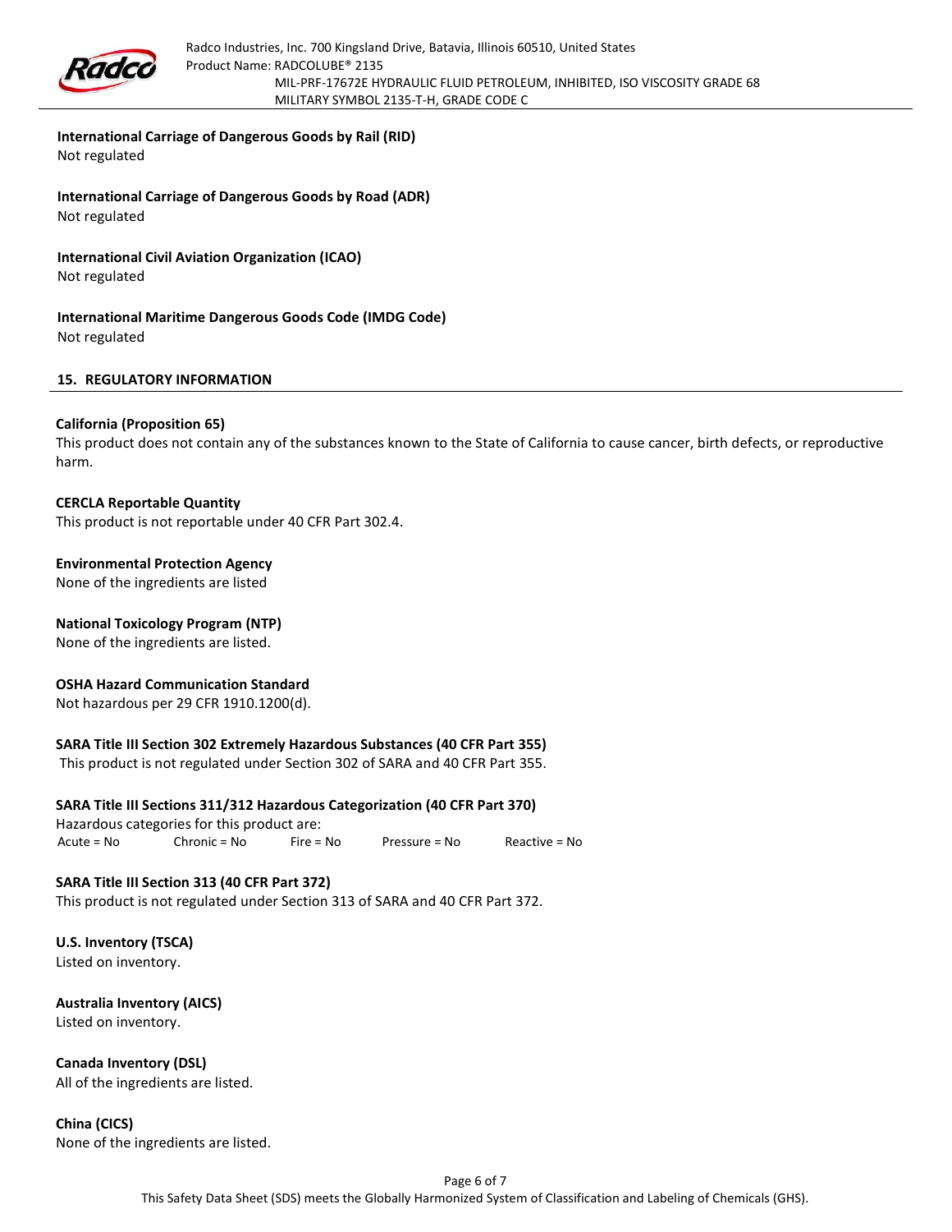**International Carriage of Dangerous Goods by Rail (RID)**
Not regulated

**International Carriage of Dangerous Goods by Road (ADR)**
Not regulated

**International Civil Aviation Organization (ICAO)**
Not regulated

**International Maritime Dangerous Goods Code (IMDG Code)**
Not regulated

## 15. REGULATORY INFORMATION

**California (Proposition 65)**
This product does not contain any of the substances known to the State of California to cause cancer, birth defects, or reproductive harm.

**CERCLA Reportable Quantity**
This product is not reportable under 40 CFR Part 302.4.

**Environmental Protection Agency**
None of the ingredients are listed

**National Toxicology Program (NTP)**
None of the ingredients are listed.

**OSHA Hazard Communication Standard**
Not hazardous per 29 CFR 1910.1200(d).

**SARA Title III Section 302 Extremely Hazardous Substances (40 CFR Part 355)**
This product is not regulated under Section 302 of SARA and 40 CFR Part 355.

**SARA Title III Sections 311/312 Hazardous Categorization (40 CFR Part 370)**
Hazardous categories for this product are:

Acute = No    Chronic = No    Fire = No    Pressure = No    Reactive = No

**SARA Title III Section 313 (40 CFR Part 372)**
This product is not regulated under Section 313 of SARA and 40 CFR Part 372.

**U.S. Inventory (TSCA)**
Listed on inventory.

**Australia Inventory (AICS)**
Listed on inventory.

**Canada Inventory (DSL)**
All of the ingredients are listed.

**China (CICS)**
None of the ingredients are listed.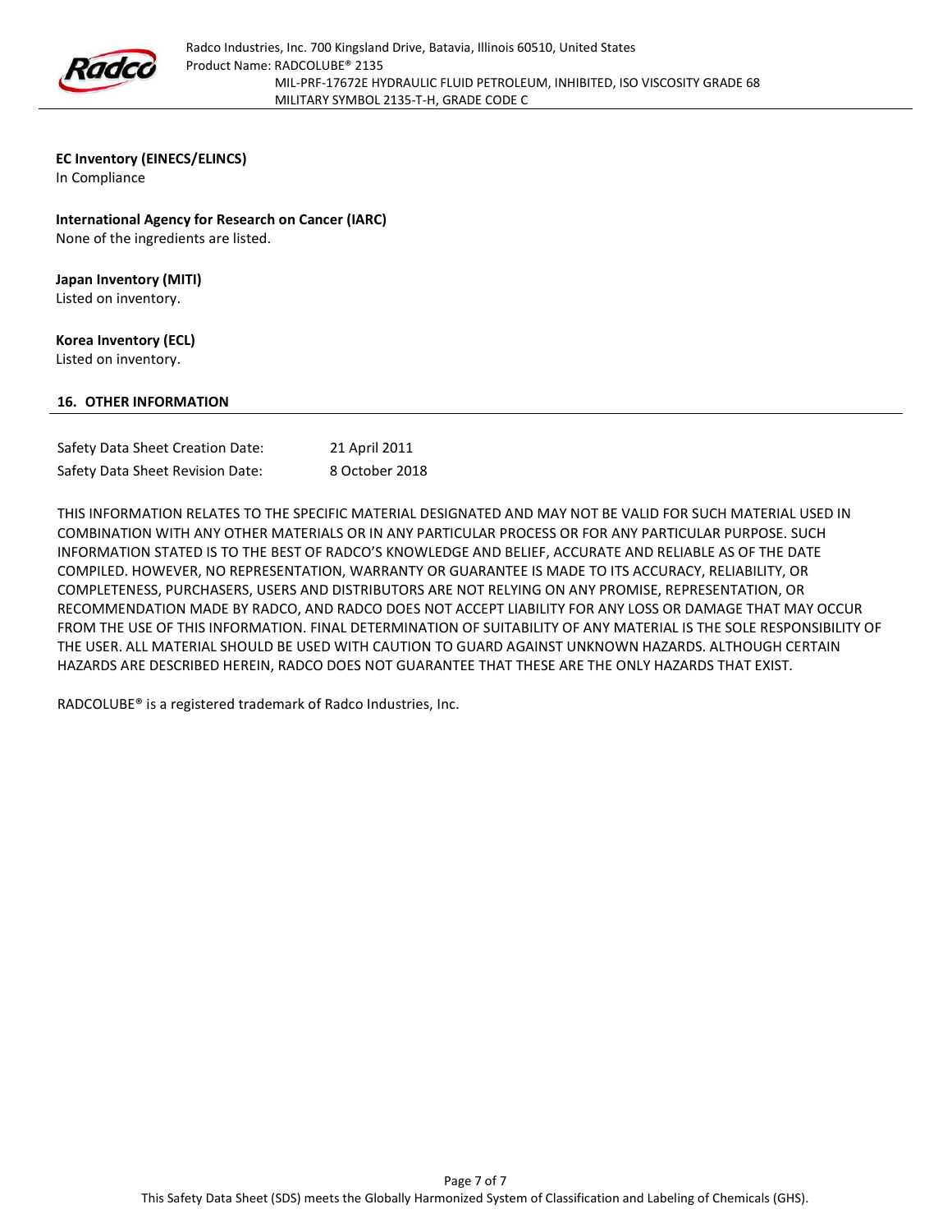**EC Inventory (EINECS/ELINCS)**
In Compliance

**International Agency for Research on Cancer (IARC)**
None of the ingredients are listed.

**Japan Inventory (MITI)**
Listed on inventory.

**Korea Inventory (ECL)**
Listed on inventory.

## 16. OTHER INFORMATION

| | |
|---|---|
| Safety Data Sheet Creation Date: | 21 April 2011 |
| Safety Data Sheet Revision Date: | 8 October 2018 |

THIS INFORMATION RELATES TO THE SPECIFIC MATERIAL DESIGNATED AND MAY NOT BE VALID FOR SUCH MATERIAL USED IN COMBINATION WITH ANY OTHER MATERIALS OR IN ANY PARTICULAR PROCESS OR FOR ANY PARTICULAR PURPOSE. SUCH INFORMATION STATED IS TO THE BEST OF RADCO'S KNOWLEDGE AND BELIEF, ACCURATE AND RELIABLE AS OF THE DATE COMPILED. HOWEVER, NO REPRESENTATION, WARRANTY OR GUARANTEE IS MADE TO ITS ACCURACY, RELIABILITY, OR COMPLETENESS, PURCHASERS, USERS AND DISTRIBUTORS ARE NOT RELYING ON ANY PROMISE, REPRESENTATION, OR RECOMMENDATION MADE BY RADCO, AND RADCO DOES NOT ACCEPT LIABILITY FOR ANY LOSS OR DAMAGE THAT MAY OCCUR FROM THE USE OF THIS INFORMATION. FINAL DETERMINATION OF SUITABILITY OF ANY MATERIAL IS THE SOLE RESPONSIBILITY OF THE USER. ALL MATERIAL SHOULD BE USED WITH CAUTION TO GUARD AGAINST UNKNOWN HAZARDS. ALTHOUGH CERTAIN HAZARDS ARE DESCRIBED HEREIN, RADCO DOES NOT GUARANTEE THAT THESE ARE THE ONLY HAZARDS THAT EXIST.

RADCOLUBE® is a registered trademark of Radco Industries, Inc.

This Safety Data Sheet (SDS) meets the Globally Harmonized System of Classification and Labeling of Chemicals (GHS).